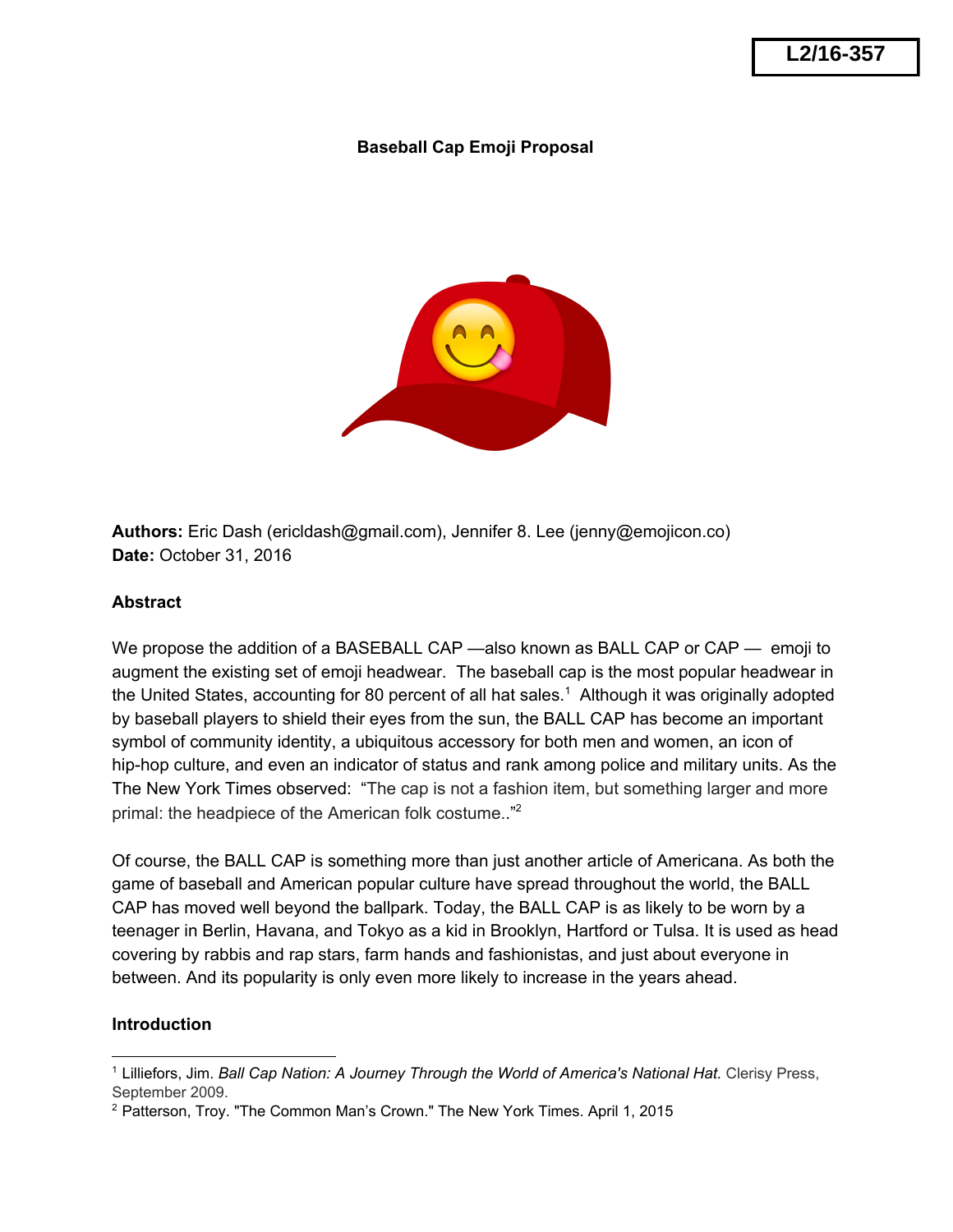L2/16-357

# Baseball Cap Emoji Proposal

**Authors:** Eric Dash (ericldash@gmail.com), Jennifer 8. Lee (jenny@emojicon.co)
**Date:** October 31, 2016

## Abstract

We propose the addition of a BASEBALL CAP —also known as BALL CAP or CAP — emoji to augment the existing set of emoji headwear. The baseball cap is the most popular headwear in the United States, accounting for 80 percent of all hat sales.[1] Although it was originally adopted by baseball players to shield their eyes from the sun, the BALL CAP has become an important symbol of community identity, a ubiquitous accessory for both men and women, an icon of hip-hop culture, and even an indicator of status and rank among police and military units. As the The New York Times observed: "The cap is not a fashion item, but something larger and more primal: the headpiece of the American folk costume.."[2]

Of course, the BALL CAP is something more than just another article of Americana. As both the game of baseball and American popular culture have spread throughout the world, the BALL CAP has moved well beyond the ballpark. Today, the BALL CAP is as likely to be worn by a teenager in Berlin, Havana, and Tokyo as a kid in Brooklyn, Hartford or Tulsa. It is used as head covering by rabbis and rap stars, farm hands and fashionistas, and just about everyone in between. And its popularity is only even more likely to increase in the years ahead.

## Introduction

---

[1] Lilliefors, Jim. *Ball Cap Nation: A Journey Through the World of America's National Hat.* Clerisy Press, September 2009.

[2] Patterson, Troy. "The Common Man's Crown." The New York Times. April 1, 2015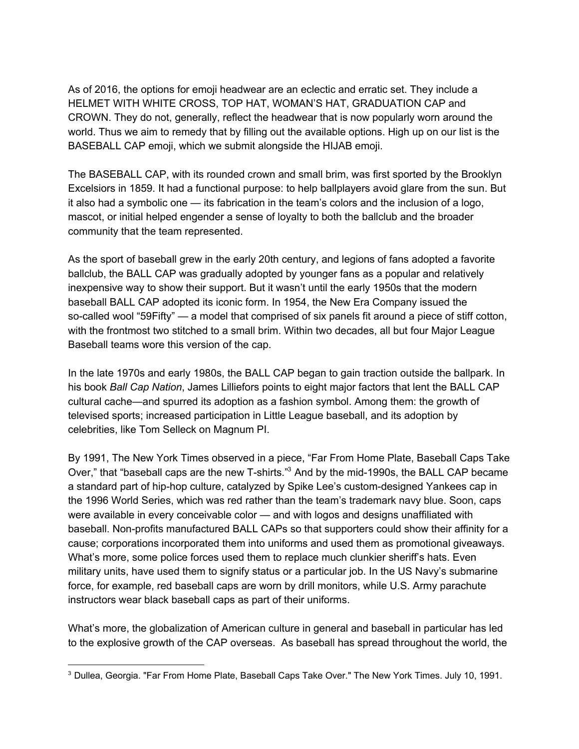As of 2016, the options for emoji headwear are an eclectic and erratic set. They include a HELMET WITH WHITE CROSS, TOP HAT, WOMAN'S HAT, GRADUATION CAP and CROWN. They do not, generally, reflect the headwear that is now popularly worn around the world. Thus we aim to remedy that by filling out the available options. High up on our list is the BASEBALL CAP emoji, which we submit alongside the HIJAB emoji.

The BASEBALL CAP, with its rounded crown and small brim, was first sported by the Brooklyn Excelsiors in 1859. It had a functional purpose: to help ballplayers avoid glare from the sun. But it also had a symbolic one — its fabrication in the team's colors and the inclusion of a logo, mascot, or initial helped engender a sense of loyalty to both the ballclub and the broader community that the team represented.

As the sport of baseball grew in the early 20th century, and legions of fans adopted a favorite ballclub, the BALL CAP was gradually adopted by younger fans as a popular and relatively inexpensive way to show their support. But it wasn't until the early 1950s that the modern baseball BALL CAP adopted its iconic form. In 1954, the New Era Company issued the so-called wool "59Fifty" — a model that comprised of six panels fit around a piece of stiff cotton, with the frontmost two stitched to a small brim. Within two decades, all but four Major League Baseball teams wore this version of the cap.

In the late 1970s and early 1980s, the BALL CAP began to gain traction outside the ballpark. In his book *Ball Cap Nation*, James Lilliefors points to eight major factors that lent the BALL CAP cultural cache—and spurred its adoption as a fashion symbol. Among them: the growth of televised sports; increased participation in Little League baseball, and its adoption by celebrities, like Tom Selleck on Magnum PI.

By 1991, The New York Times observed in a piece, "Far From Home Plate, Baseball Caps Take Over," that "baseball caps are the new T-shirts."[3] And by the mid-1990s, the BALL CAP became a standard part of hip-hop culture, catalyzed by Spike Lee's custom-designed Yankees cap in the 1996 World Series, which was red rather than the team's trademark navy blue. Soon, caps were available in every conceivable color — and with logos and designs unaffiliated with baseball. Non-profits manufactured BALL CAPs so that supporters could show their affinity for a cause; corporations incorporated them into uniforms and used them as promotional giveaways. What's more, some police forces used them to replace much clunkier sheriff's hats. Even military units, have used them to signify status or a particular job. In the US Navy's submarine force, for example, red baseball caps are worn by drill monitors, while U.S. Army parachute instructors wear black baseball caps as part of their uniforms.

What's more, the globalization of American culture in general and baseball in particular has led to the explosive growth of the CAP overseas. As baseball has spread throughout the world, the

[3] Dullea, Georgia. "Far From Home Plate, Baseball Caps Take Over." The New York Times. July 10, 1991.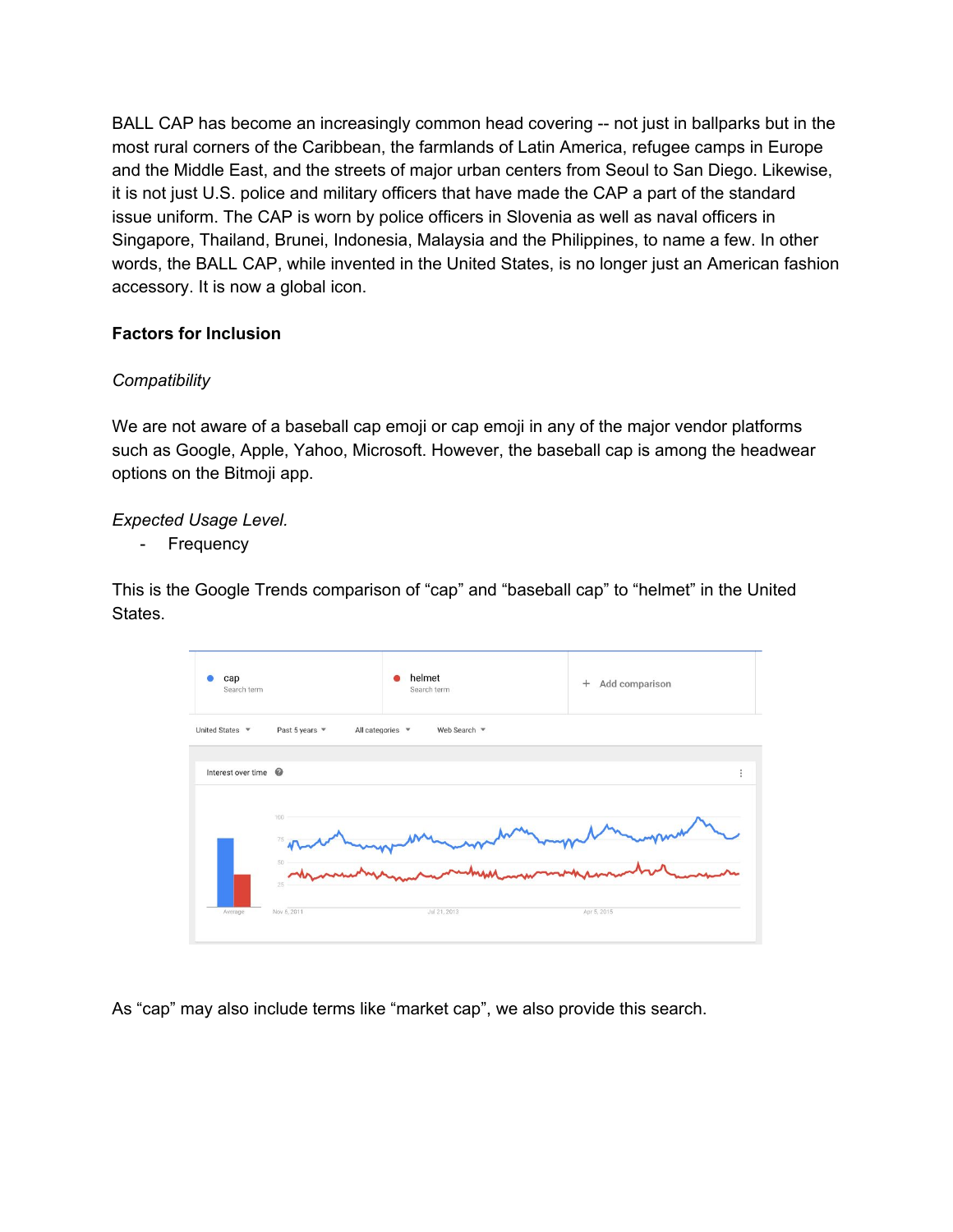BALL CAP has become an increasingly common head covering -- not just in ballparks but in the most rural corners of the Caribbean, the farmlands of Latin America, refugee camps in Europe and the Middle East, and the streets of major urban centers from Seoul to San Diego. Likewise, it is not just U.S. police and military officers that have made the CAP a part of the standard issue uniform. The CAP is worn by police officers in Slovenia as well as naval officers in Singapore, Thailand, Brunei, Indonesia, Malaysia and the Philippines, to name a few. In other words, the BALL CAP, while invented in the United States, is no longer just an American fashion accessory. It is now a global icon.

**Factors for Inclusion**

*Compatibility*

We are not aware of a baseball cap emoji or cap emoji in any of the major vendor platforms such as Google, Apple, Yahoo, Microsoft. However, the baseball cap is among the headwear options on the Bitmoji app.

*Expected Usage Level.*

- Frequency

This is the Google Trends comparison of "cap" and "baseball cap" to "helmet" in the United States.

cap
Search term
helmet
Search term
+ Add comparison
United States
Past 5 years
All categories
Web Search
Interest over time
100
75
50
25
Average
Nov 6, 2011
Jul 21, 2013
Apr 5, 2015

As "cap" may also include terms like "market cap", we also provide this search.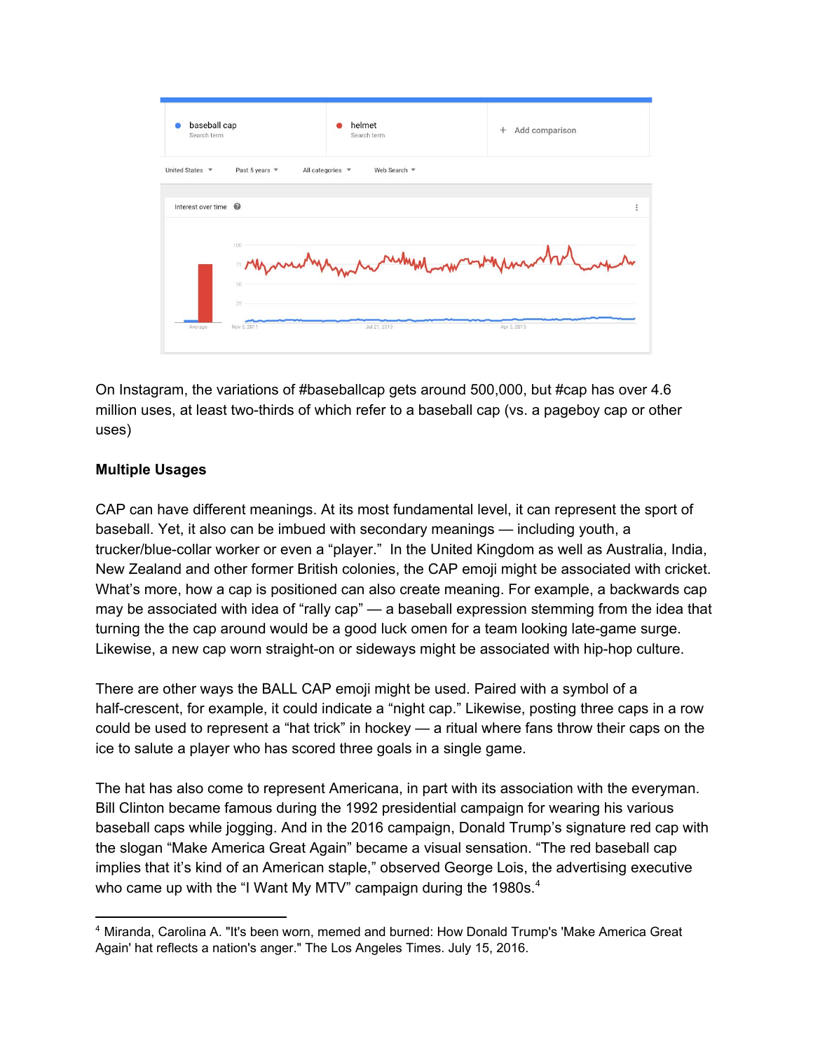baseball cap
Search term

helmet
Search term

+ Add comparison

United States ▾ Past 5 years ▾ All categories ▾ Web Search ▾

Interest over time

100

75

50

25

Average

Nov 6, 2011

Jul 21, 2013

Apr 5, 2015

On Instagram, the variations of #baseballcap gets around 500,000, but #cap has over 4.6 million uses, at least two-thirds of which refer to a baseball cap (vs. a pageboy cap or other uses)

**Multiple Usages**

CAP can have different meanings. At its most fundamental level, it can represent the sport of baseball. Yet, it also can be imbued with secondary meanings — including youth, a trucker/blue-collar worker or even a "player." In the United Kingdom as well as Australia, India, New Zealand and other former British colonies, the CAP emoji might be associated with cricket. What's more, how a cap is positioned can also create meaning. For example, a backwards cap may be associated with idea of "rally cap" — a baseball expression stemming from the idea that turning the the cap around would be a good luck omen for a team looking late-game surge. Likewise, a new cap worn straight-on or sideways might be associated with hip-hop culture.

There are other ways the BALL CAP emoji might be used. Paired with a symbol of a half-crescent, for example, it could indicate a "night cap." Likewise, posting three caps in a row could be used to represent a "hat trick" in hockey — a ritual where fans throw their caps on the ice to salute a player who has scored three goals in a single game.

The hat has also come to represent Americana, in part with its association with the everyman. Bill Clinton became famous during the 1992 presidential campaign for wearing his various baseball caps while jogging. And in the 2016 campaign, Donald Trump's signature red cap with the slogan "Make America Great Again" became a visual sensation. "The red baseball cap implies that it's kind of an American staple," observed George Lois, the advertising executive who came up with the "I Want My MTV" campaign during the 1980s.[4]

---

[4] Miranda, Carolina A. "It's been worn, memed and burned: How Donald Trump's 'Make America Great Again' hat reflects a nation's anger." The Los Angeles Times. July 15, 2016.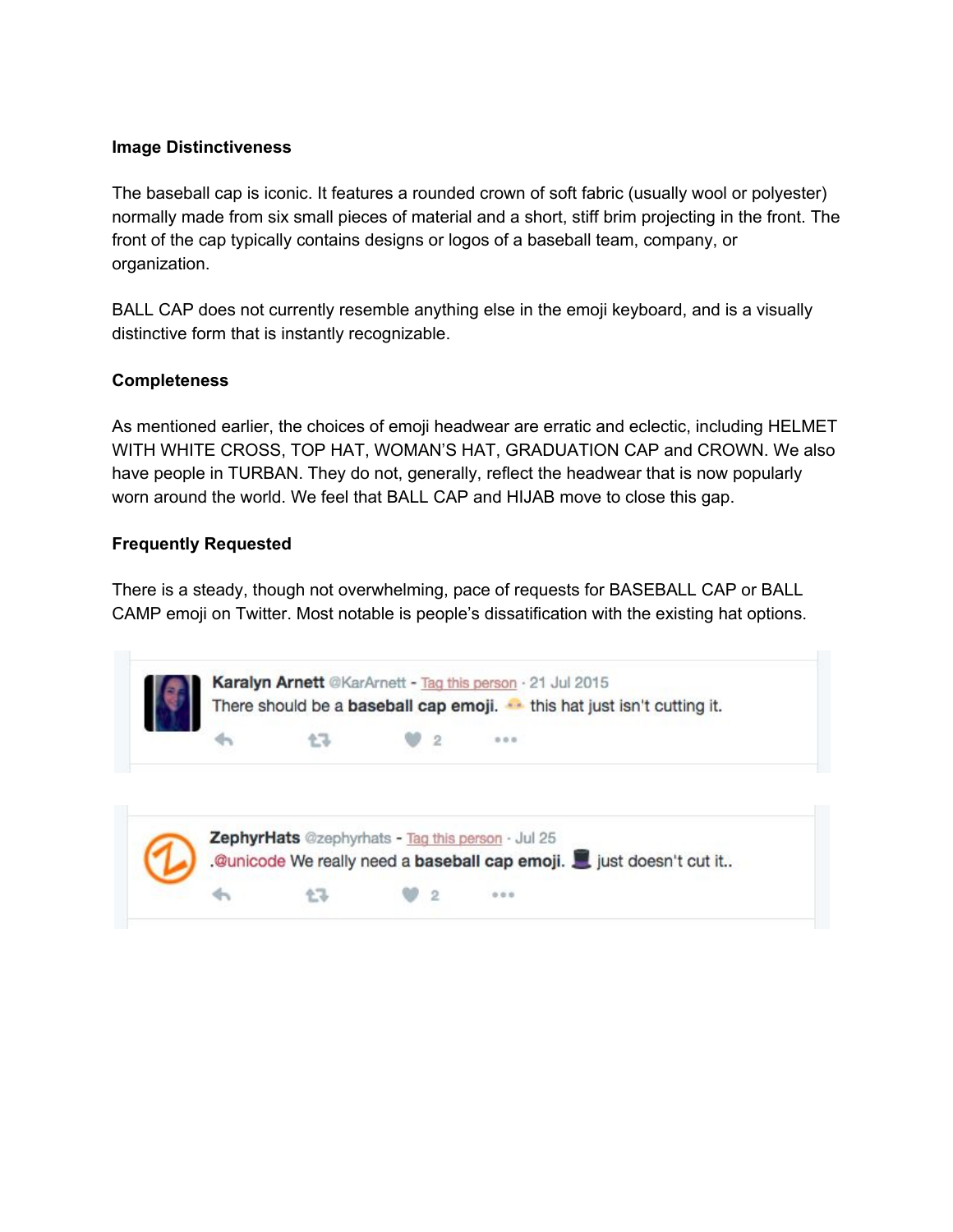**Image Distinctiveness**

The baseball cap is iconic. It features a rounded crown of soft fabric (usually wool or polyester) normally made from six small pieces of material and a short, stiff brim projecting in the front. The front of the cap typically contains designs or logos of a baseball team, company, or organization.

BALL CAP does not currently resemble anything else in the emoji keyboard, and is a visually distinctive form that is instantly recognizable.

**Completeness**

As mentioned earlier, the choices of emoji headwear are erratic and eclectic, including HELMET WITH WHITE CROSS, TOP HAT, WOMAN'S HAT, GRADUATION CAP and CROWN. We also have people in TURBAN. They do not, generally, reflect the headwear that is now popularly worn around the world. We feel that BALL CAP and HIJAB move to close this gap.

**Frequently Requested**

There is a steady, though not overwhelming, pace of requests for BASEBALL CAP or BALL CAMP emoji on Twitter. Most notable is people's dissatification with the existing hat options.

Karalyn Arnett @KarArnett - Tag this person · 21 Jul 2015
There should be a **baseball cap emoji.** 👒 this hat just isn't cutting it.
2

ZephyrHats @zephyrhats - Tag this person · Jul 25
.@unicode We really need a **baseball cap emoji.** 🎩 just doesn't cut it..
2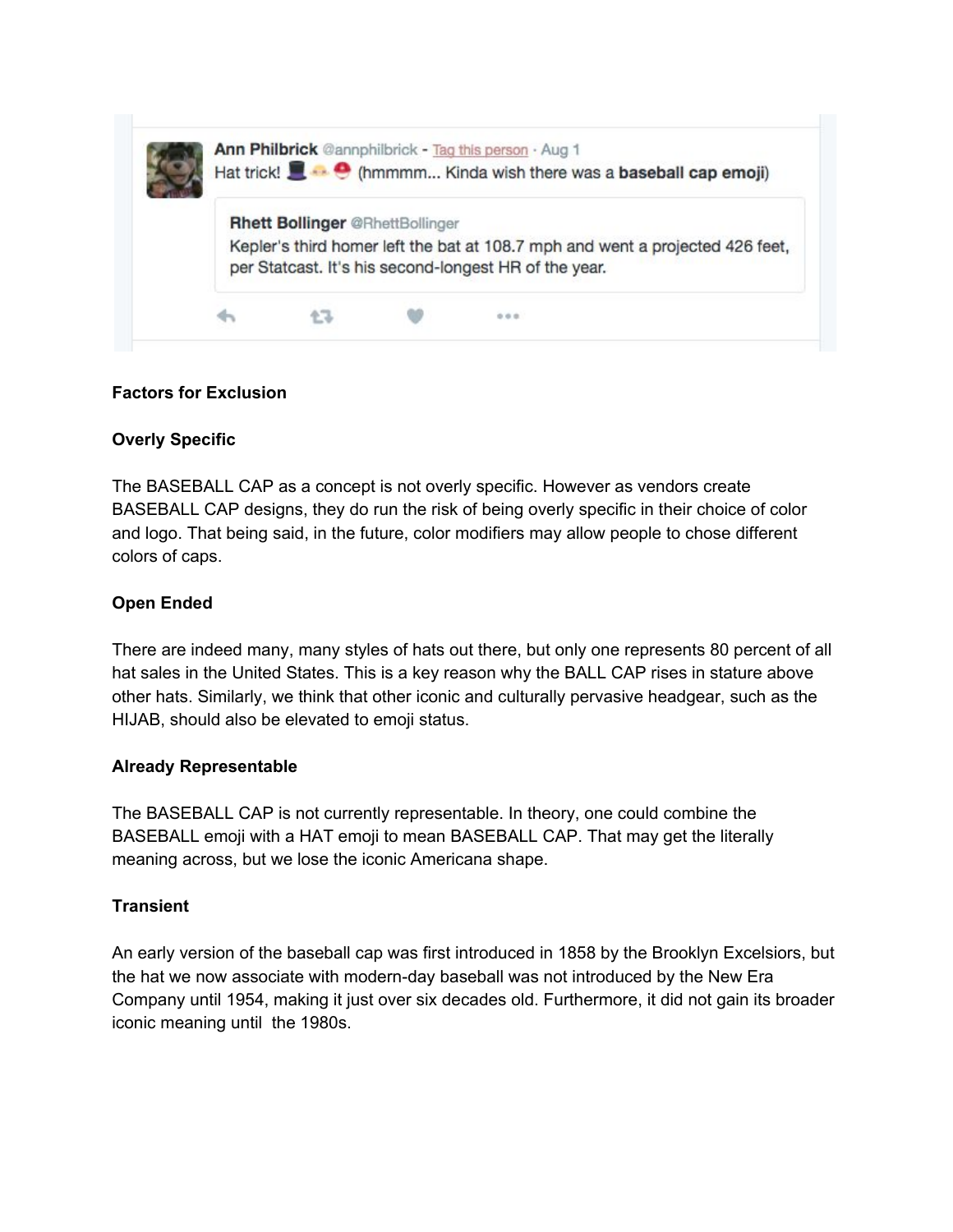Ann Philbrick @annphilbrick - Tag this person · Aug 1
Hat trick! 🎩 👒 ⛑ (hmmmm... Kinda wish there was a **baseball cap emoji**)

> **Rhett Bollinger** @RhettBollinger
> Kepler's third homer left the bat at 108.7 mph and went a projected 426 feet, per Statcast. It's his second-longest HR of the year.

**Factors for Exclusion**

**Overly Specific**

The BASEBALL CAP as a concept is not overly specific. However as vendors create BASEBALL CAP designs, they do run the risk of being overly specific in their choice of color and logo. That being said, in the future, color modifiers may allow people to chose different colors of caps.

**Open Ended**

There are indeed many, many styles of hats out there, but only one represents 80 percent of all hat sales in the United States. This is a key reason why the BALL CAP rises in stature above other hats. Similarly, we think that other iconic and culturally pervasive headgear, such as the HIJAB, should also be elevated to emoji status.

**Already Representable**

The BASEBALL CAP is not currently representable. In theory, one could combine the BASEBALL emoji with a HAT emoji to mean BASEBALL CAP. That may get the literally meaning across, but we lose the iconic Americana shape.

**Transient**

An early version of the baseball cap was first introduced in 1858 by the Brooklyn Excelsiors, but the hat we now associate with modern-day baseball was not introduced by the New Era Company until 1954, making it just over six decades old. Furthermore, it did not gain its broader iconic meaning until the 1980s.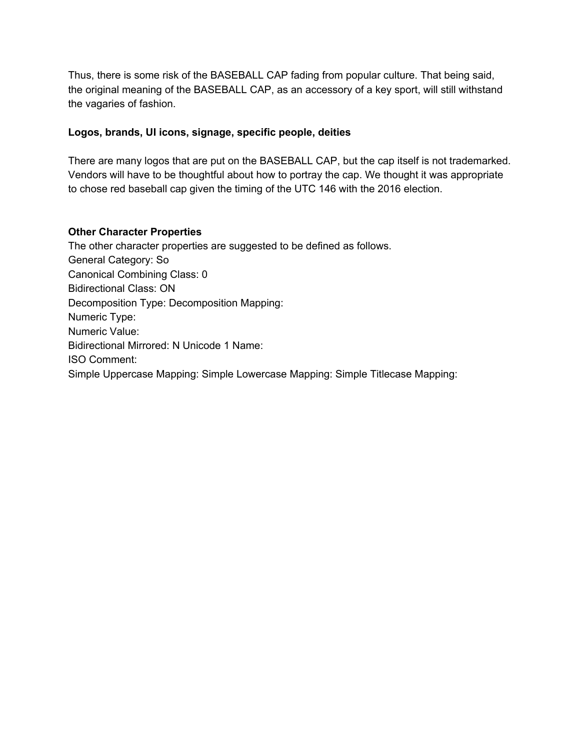Thus, there is some risk of the BASEBALL CAP fading from popular culture. That being said, the original meaning of the BASEBALL CAP, as an accessory of a key sport, will still withstand the vagaries of fashion.

**Logos, brands, UI icons, signage, specific people, deities**

There are many logos that are put on the BASEBALL CAP, but the cap itself is not trademarked. Vendors will have to be thoughtful about how to portray the cap. We thought it was appropriate to chose red baseball cap given the timing of the UTC 146 with the 2016 election.

**Other Character Properties**

The other character properties are suggested to be defined as follows.
General Category: So
Canonical Combining Class: 0
Bidirectional Class: ON
Decomposition Type: Decomposition Mapping:
Numeric Type:
Numeric Value:
Bidirectional Mirrored: N Unicode 1 Name:
ISO Comment:
Simple Uppercase Mapping: Simple Lowercase Mapping: Simple Titlecase Mapping: